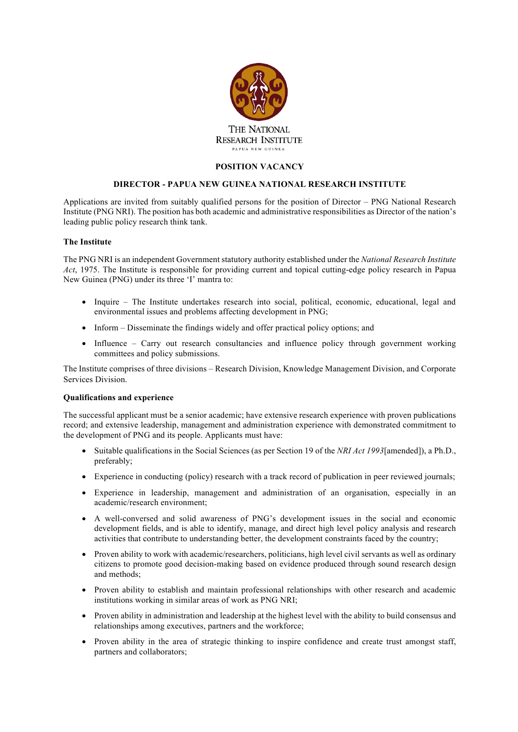THE NATIONAL RESEARCH INSTITUTE

PAPUA NEW GUINEA

**POSITION VACANCY**

**DIRECTOR - PAPUA NEW GUINEA NATIONAL RESEARCH INSTITUTE**

Applications are invited from suitably qualified persons for the position of Director – PNG National Research Institute (PNG NRI). The position has both academic and administrative responsibilities as Director of the nation's leading public policy research think tank.

**The Institute**

The PNG NRI is an independent Government statutory authority established under the *National Research Institute Act*, 1975. The Institute is responsible for providing current and topical cutting-edge policy research in Papua New Guinea (PNG) under its three 'I' mantra to:

- Inquire – The Institute undertakes research into social, political, economic, educational, legal and environmental issues and problems affecting development in PNG;
- Inform – Disseminate the findings widely and offer practical policy options; and
- Influence – Carry out research consultancies and influence policy through government working committees and policy submissions.

The Institute comprises of three divisions – Research Division, Knowledge Management Division, and Corporate Services Division.

**Qualifications and experience**

The successful applicant must be a senior academic; have extensive research experience with proven publications record; and extensive leadership, management and administration experience with demonstrated commitment to the development of PNG and its people. Applicants must have:

- Suitable qualifications in the Social Sciences (as per Section 19 of the *NRI Act 1993*[amended]), a Ph.D., preferably;
- Experience in conducting (policy) research with a track record of publication in peer reviewed journals;
- Experience in leadership, management and administration of an organisation, especially in an academic/research environment;
- A well-conversed and solid awareness of PNG's development issues in the social and economic development fields, and is able to identify, manage, and direct high level policy analysis and research activities that contribute to understanding better, the development constraints faced by the country;
- Proven ability to work with academic/researchers, politicians, high level civil servants as well as ordinary citizens to promote good decision-making based on evidence produced through sound research design and methods;
- Proven ability to establish and maintain professional relationships with other research and academic institutions working in similar areas of work as PNG NRI;
- Proven ability in administration and leadership at the highest level with the ability to build consensus and relationships among executives, partners and the workforce;
- Proven ability in the area of strategic thinking to inspire confidence and create trust amongst staff, partners and collaborators;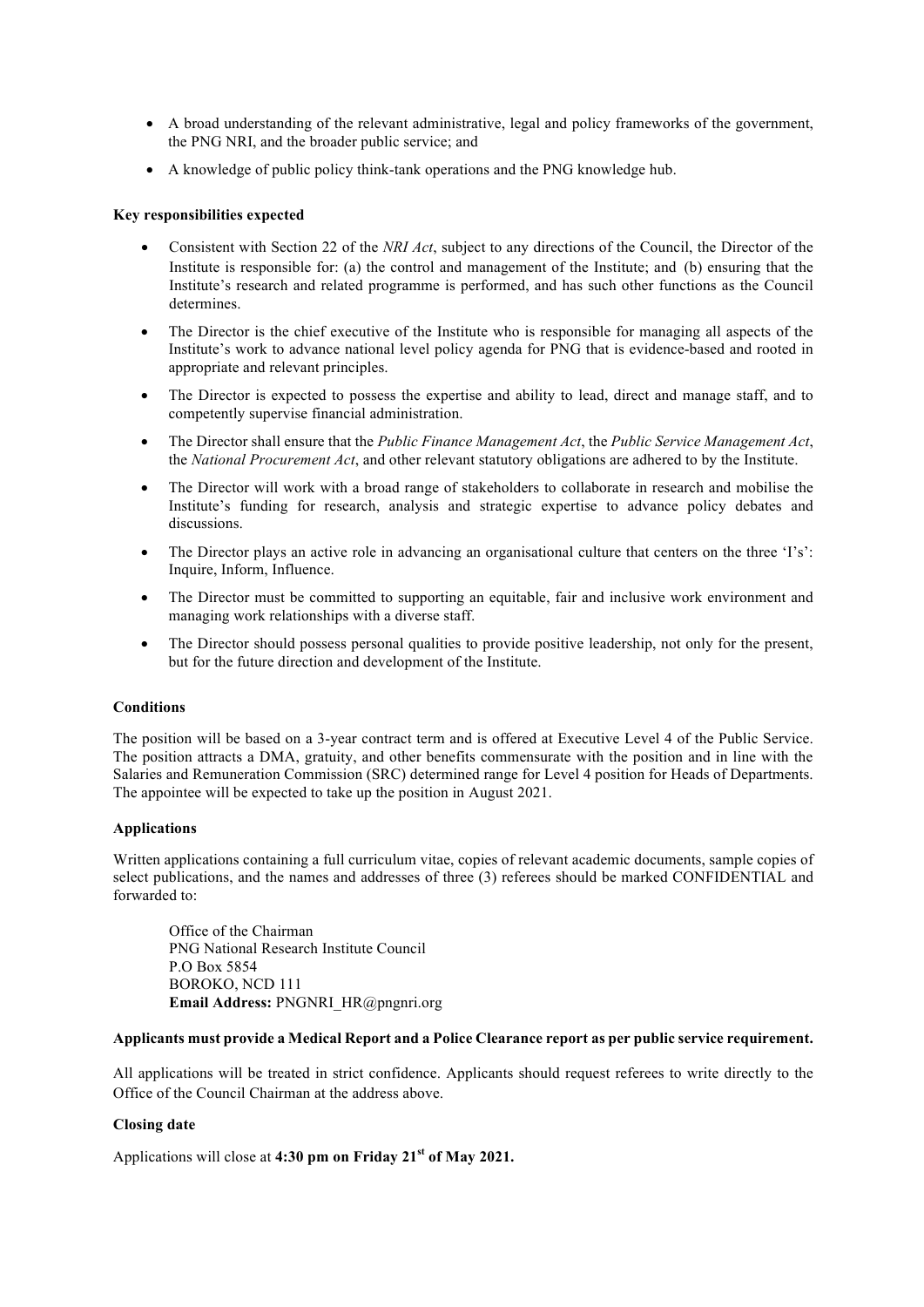- A broad understanding of the relevant administrative, legal and policy frameworks of the government, the PNG NRI, and the broader public service; and
- A knowledge of public policy think-tank operations and the PNG knowledge hub.

**Key responsibilities expected**

- Consistent with Section 22 of the *NRI Act*, subject to any directions of the Council, the Director of the Institute is responsible for: (a) the control and management of the Institute; and (b) ensuring that the Institute's research and related programme is performed, and has such other functions as the Council determines.
- The Director is the chief executive of the Institute who is responsible for managing all aspects of the Institute's work to advance national level policy agenda for PNG that is evidence-based and rooted in appropriate and relevant principles.
- The Director is expected to possess the expertise and ability to lead, direct and manage staff, and to competently supervise financial administration.
- The Director shall ensure that the *Public Finance Management Act*, the *Public Service Management Act*, the *National Procurement Act*, and other relevant statutory obligations are adhered to by the Institute.
- The Director will work with a broad range of stakeholders to collaborate in research and mobilise the Institute's funding for research, analysis and strategic expertise to advance policy debates and discussions.
- The Director plays an active role in advancing an organisational culture that centers on the three 'I's': Inquire, Inform, Influence.
- The Director must be committed to supporting an equitable, fair and inclusive work environment and managing work relationships with a diverse staff.
- The Director should possess personal qualities to provide positive leadership, not only for the present, but for the future direction and development of the Institute.

**Conditions**

The position will be based on a 3-year contract term and is offered at Executive Level 4 of the Public Service. The position attracts a DMA, gratuity, and other benefits commensurate with the position and in line with the Salaries and Remuneration Commission (SRC) determined range for Level 4 position for Heads of Departments. The appointee will be expected to take up the position in August 2021.

**Applications**

Written applications containing a full curriculum vitae, copies of relevant academic documents, sample copies of select publications, and the names and addresses of three (3) referees should be marked CONFIDENTIAL and forwarded to:

Office of the Chairman
PNG National Research Institute Council
P.O Box 5854
BOROKO, NCD 111
**Email Address:** PNGNRI_HR@pngnri.org

**Applicants must provide a Medical Report and a Police Clearance report as per public service requirement.**

All applications will be treated in strict confidence. Applicants should request referees to write directly to the Office of the Council Chairman at the address above.

**Closing date**

Applications will close at **4:30 pm on Friday 21st of May 2021.**